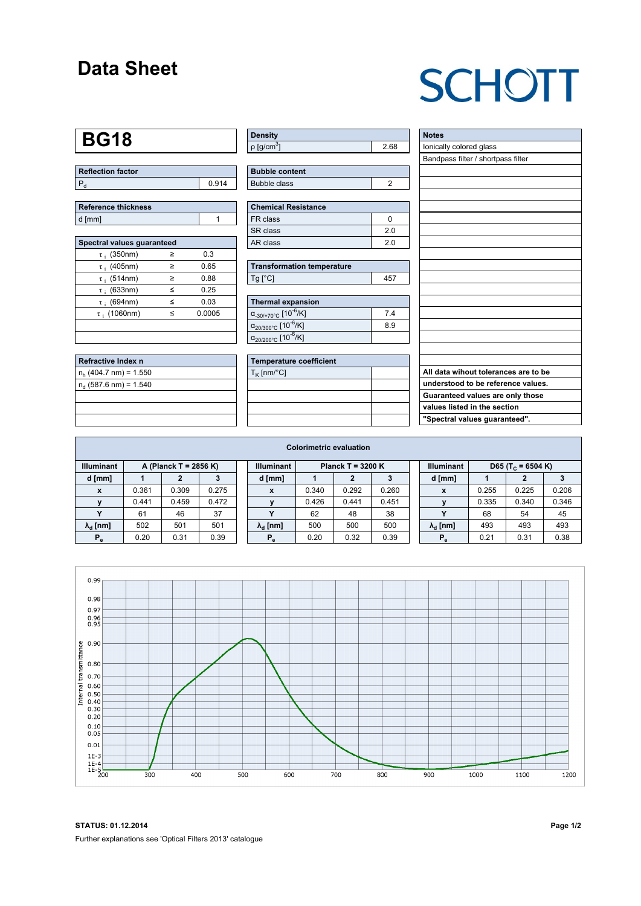# Data Sheet

SCHOTT

## BG18

| Reflection factor | |
|---|---|
| $P_d$ | 0.914 |

| Reference thickness | |
|---|---|
| d [mm] | 1 |

| Spectral values guaranteed | | |
|---|---|---|
| $\tau_i$ (350nm) | ≥ | 0.3 |
| $\tau_i$ (405nm) | ≥ | 0.65 |
| $\tau_i$ (514nm) | ≥ | 0.88 |
| $\tau_i$ (633nm) | ≤ | 0.25 |
| $\tau_i$ (694nm) | ≤ | 0.03 |
| $\tau_i$ (1060nm) | ≤ | 0.0005 |

| Refractive Index n |
|---|
| $n_h$ (404.7 nm) = 1.550 |
| $n_d$ (587.6 nm) = 1.540 |

| Density | |
|---|---|
| ρ [g/cm$^3$] | 2.68 |

| Bubble content | |
|---|---|
| Bubble class | 2 |

| Chemical Resistance | |
|---|---|
| FR class | 0 |
| SR class | 2.0 |
| AR class | 2.0 |

| Transformation temperature | |
|---|---|
| Tg [°C] | 457 |

| Thermal expansion | |
|---|---|
| $\alpha_{-30/+70°C}$ [$10^{-6}$/K] | 7.4 |
| $\alpha_{20/300°C}$ [$10^{-6}$/K] | 8.9 |
| $\alpha_{20/200°C}$ [$10^{-6}$/K] | |

| Temperature coefficient | |
|---|---|
| $T_K$ [nm/°C] | |

| Notes |
|---|
| Ionically colored glass |
| Bandpass filter / shortpass filter |

**All data wihout tolerances are to be understood to be reference values. Guaranteed values are only those values listed in the section "Spectral values guaranteed".**

### Colorimetric evaluation

| Illuminant | A (Planck T = 2856 K) | | | Illuminant | Planck T = 3200 K | | | Illuminant | D65 ($T_c$ = 6504 K) | | |
|---|---|---|---|---|---|---|---|---|---|---|---|
| d [mm] | 1 | 2 | 3 | d [mm] | 1 | 2 | 3 | d [mm] | 1 | 2 | 3 |
| x | 0.361 | 0.309 | 0.275 | x | 0.340 | 0.292 | 0.260 | x | 0.255 | 0.225 | 0.206 |
| y | 0.441 | 0.459 | 0.472 | y | 0.426 | 0.441 | 0.451 | y | 0.335 | 0.340 | 0.346 |
| Y | 61 | 46 | 37 | Y | 62 | 48 | 38 | Y | 68 | 54 | 45 |
| $\lambda_d$ [nm] | 502 | 501 | 501 | $\lambda_d$ [nm] | 500 | 500 | 500 | $\lambda_d$ [nm] | 493 | 493 | 493 |
| $P_e$ | 0.20 | 0.31 | 0.39 | $P_e$ | 0.20 | 0.32 | 0.39 | $P_e$ | 0.21 | 0.31 | 0.38 |

**STATUS: 01.12.2014**

Further explanations see 'Optical Filters 2013' catalogue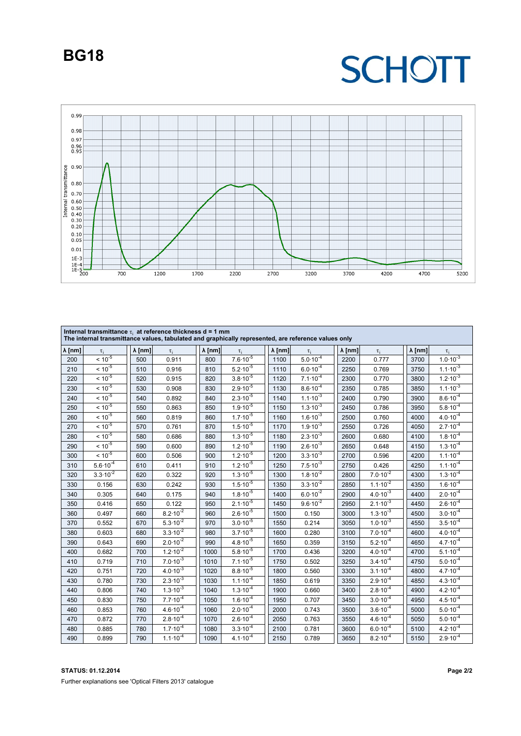# BG18

SCHOTT

0.99
0.98
0.97
0.96
0.95
0.90
0.80
0.70
0.60
0.50
0.40
0.30
0.20
0.10
0.05
0.01
1E-3
1E-4
1E-5

Internal transmittance

200 700 1200 1700 2200 2700 3200 3700 4200 4700 5200

**Internal transmittance $\tau_i$ at reference thickness d = 1 mm**
**The internal transmittance values, tabulated and graphically represented, are reference values only**

| λ [nm] | $\tau_i$ | λ [nm] | $\tau_i$ | λ [nm] | $\tau_i$ | λ [nm] | $\tau_i$ | λ [nm] | $\tau_i$ | λ [nm] | $\tau_i$ |
|---|---|---|---|---|---|---|---|---|---|---|---|
| 200 | $< 10^{-5}$ | 500 | 0.911 | 800 | $7.6 \cdot 10^{-5}$ | 1100 | $5.0 \cdot 10^{-4}$ | 2200 | 0.777 | 3700 | $1.0 \cdot 10^{-3}$ |
| 210 | $< 10^{-5}$ | 510 | 0.916 | 810 | $5.2 \cdot 10^{-5}$ | 1110 | $6.0 \cdot 10^{-4}$ | 2250 | 0.769 | 3750 | $1.1 \cdot 10^{-3}$ |
| 220 | $< 10^{-5}$ | 520 | 0.915 | 820 | $3.8 \cdot 10^{-5}$ | 1120 | $7.1 \cdot 10^{-4}$ | 2300 | 0.770 | 3800 | $1.2 \cdot 10^{-3}$ |
| 230 | $< 10^{-5}$ | 530 | 0.908 | 830 | $2.9 \cdot 10^{-5}$ | 1130 | $8.6 \cdot 10^{-4}$ | 2350 | 0.785 | 3850 | $1.1 \cdot 10^{-3}$ |
| 240 | $< 10^{-5}$ | 540 | 0.892 | 840 | $2.3 \cdot 10^{-5}$ | 1140 | $1.1 \cdot 10^{-3}$ | 2400 | 0.790 | 3900 | $8.6 \cdot 10^{-4}$ |
| 250 | $< 10^{-5}$ | 550 | 0.863 | 850 | $1.9 \cdot 10^{-5}$ | 1150 | $1.3 \cdot 10^{-3}$ | 2450 | 0.786 | 3950 | $5.8 \cdot 10^{-4}$ |
| 260 | $< 10^{-5}$ | 560 | 0.819 | 860 | $1.7 \cdot 10^{-5}$ | 1160 | $1.6 \cdot 10^{-3}$ | 2500 | 0.760 | 4000 | $4.0 \cdot 10^{-4}$ |
| 270 | $< 10^{-5}$ | 570 | 0.761 | 870 | $1.5 \cdot 10^{-5}$ | 1170 | $1.9 \cdot 10^{-3}$ | 2550 | 0.726 | 4050 | $2.7 \cdot 10^{-4}$ |
| 280 | $< 10^{-5}$ | 580 | 0.686 | 880 | $1.3 \cdot 10^{-5}$ | 1180 | $2.3 \cdot 10^{-3}$ | 2600 | 0.680 | 4100 | $1.8 \cdot 10^{-4}$ |
| 290 | $< 10^{-5}$ | 590 | 0.600 | 890 | $1.2 \cdot 10^{-5}$ | 1190 | $2.6 \cdot 10^{-3}$ | 2650 | 0.648 | 4150 | $1.3 \cdot 10^{-4}$ |
| 300 | $< 10^{-5}$ | 600 | 0.506 | 900 | $1.2 \cdot 10^{-5}$ | 1200 | $3.3 \cdot 10^{-3}$ | 2700 | 0.596 | 4200 | $1.1 \cdot 10^{-4}$ |
| 310 | $5.6 \cdot 10^{-4}$ | 610 | 0.411 | 910 | $1.2 \cdot 10^{-5}$ | 1250 | $7.5 \cdot 10^{-3}$ | 2750 | 0.426 | 4250 | $1.1 \cdot 10^{-4}$ |
| 320 | $3.3 \cdot 10^{-2}$ | 620 | 0.322 | 920 | $1.3 \cdot 10^{-5}$ | 1300 | $1.8 \cdot 10^{-2}$ | 2800 | $7.0 \cdot 10^{-2}$ | 4300 | $1.3 \cdot 10^{-4}$ |
| 330 | 0.156 | 630 | 0.242 | 930 | $1.5 \cdot 10^{-5}$ | 1350 | $3.3 \cdot 10^{-2}$ | 2850 | $1.1 \cdot 10^{-2}$ | 4350 | $1.6 \cdot 10^{-4}$ |
| 340 | 0.305 | 640 | 0.175 | 940 | $1.8 \cdot 10^{-5}$ | 1400 | $6.0 \cdot 10^{-2}$ | 2900 | $4.0 \cdot 10^{-3}$ | 4400 | $2.0 \cdot 10^{-4}$ |
| 350 | 0.416 | 650 | 0.122 | 950 | $2.1 \cdot 10^{-5}$ | 1450 | $9.6 \cdot 10^{-2}$ | 2950 | $2.1 \cdot 10^{-3}$ | 4450 | $2.6 \cdot 10^{-4}$ |
| 360 | 0.497 | 660 | $8.2 \cdot 10^{-2}$ | 960 | $2.6 \cdot 10^{-5}$ | 1500 | 0.150 | 3000 | $1.3 \cdot 10^{-3}$ | 4500 | $3.0 \cdot 10^{-4}$ |
| 370 | 0.552 | 670 | $5.3 \cdot 10^{-2}$ | 970 | $3.0 \cdot 10^{-5}$ | 1550 | 0.214 | 3050 | $1.0 \cdot 10^{-3}$ | 4550 | $3.5 \cdot 10^{-4}$ |
| 380 | 0.603 | 680 | $3.3 \cdot 10^{-2}$ | 980 | $3.7 \cdot 10^{-5}$ | 1600 | 0.280 | 3100 | $7.0 \cdot 10^{-4}$ | 4600 | $4.0 \cdot 10^{-4}$ |
| 390 | 0.643 | 690 | $2.0 \cdot 10^{-2}$ | 990 | $4.8 \cdot 10^{-5}$ | 1650 | 0.359 | 3150 | $5.2 \cdot 10^{-4}$ | 4650 | $4.7 \cdot 10^{-4}$ |
| 400 | 0.682 | 700 | $1.2 \cdot 10^{-2}$ | 1000 | $5.8 \cdot 10^{-5}$ | 1700 | 0.436 | 3200 | $4.0 \cdot 10^{-4}$ | 4700 | $5.1 \cdot 10^{-4}$ |
| 410 | 0.719 | 710 | $7.0 \cdot 10^{-3}$ | 1010 | $7.1 \cdot 10^{-5}$ | 1750 | 0.502 | 3250 | $3.4 \cdot 10^{-4}$ | 4750 | $5.0 \cdot 10^{-4}$ |
| 420 | 0.751 | 720 | $4.0 \cdot 10^{-3}$ | 1020 | $8.8 \cdot 10^{-5}$ | 1800 | 0.560 | 3300 | $3.1 \cdot 10^{-4}$ | 4800 | $4.7 \cdot 10^{-4}$ |
| 430 | 0.780 | 730 | $2.3 \cdot 10^{-3}$ | 1030 | $1.1 \cdot 10^{-4}$ | 1850 | 0.619 | 3350 | $2.9 \cdot 10^{-4}$ | 4850 | $4.3 \cdot 10^{-4}$ |
| 440 | 0.806 | 740 | $1.3 \cdot 10^{-3}$ | 1040 | $1.3 \cdot 10^{-4}$ | 1900 | 0.660 | 3400 | $2.8 \cdot 10^{-4}$ | 4900 | $4.2 \cdot 10^{-4}$ |
| 450 | 0.830 | 750 | $7.7 \cdot 10^{-4}$ | 1050 | $1.6 \cdot 10^{-4}$ | 1950 | 0.707 | 3450 | $3.0 \cdot 10^{-4}$ | 4950 | $4.5 \cdot 10^{-4}$ |
| 460 | 0.853 | 760 | $4.6 \cdot 10^{-4}$ | 1060 | $2.0 \cdot 10^{-4}$ | 2000 | 0.743 | 3500 | $3.6 \cdot 10^{-4}$ | 5000 | $5.0 \cdot 10^{-4}$ |
| 470 | 0.872 | 770 | $2.8 \cdot 10^{-4}$ | 1070 | $2.6 \cdot 10^{-4}$ | 2050 | 0.763 | 3550 | $4.6 \cdot 10^{-4}$ | 5050 | $5.0 \cdot 10^{-4}$ |
| 480 | 0.885 | 780 | $1.7 \cdot 10^{-4}$ | 1080 | $3.3 \cdot 10^{-4}$ | 2100 | 0.781 | 3600 | $6.0 \cdot 10^{-4}$ | 5100 | $4.2 \cdot 10^{-4}$ |
| 490 | 0.899 | 790 | $1.1 \cdot 10^{-4}$ | 1090 | $4.1 \cdot 10^{-4}$ | 2150 | 0.789 | 3650 | $8.2 \cdot 10^{-4}$ | 5150 | $2.9 \cdot 10^{-4}$ |

**STATUS: 01.12.2014**

Further explanations see 'Optical Filters 2013' catalogue